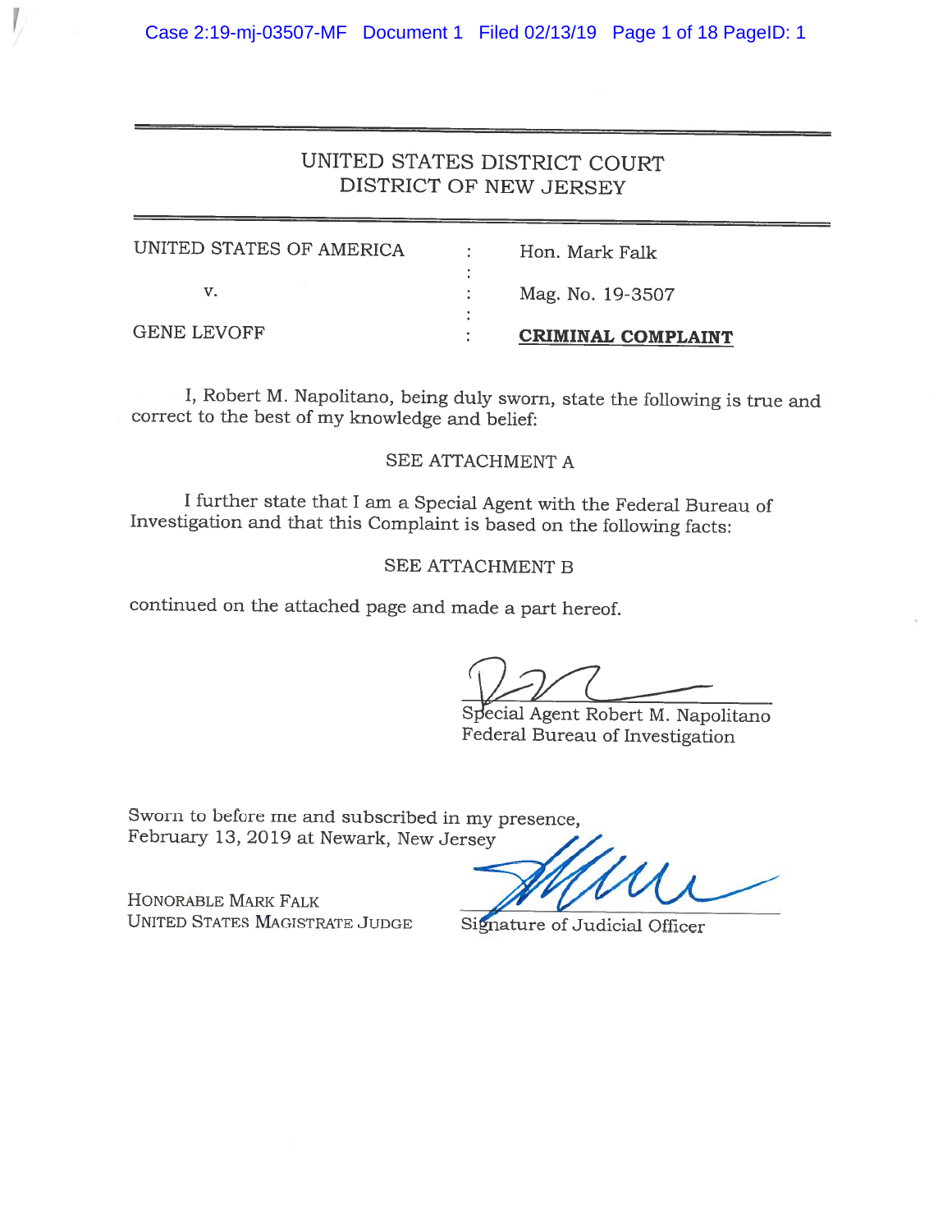# UNITED STATES DISTRICT COURT
## DISTRICT OF NEW JERSEY

| | | |
|---|---|---|
| UNITED STATES OF AMERICA | : | Hon. Mark Falk |
| v. | : | Mag. No. 19-3507 |
| GENE LEVOFF | : | **CRIMINAL COMPLAINT** |

I, Robert M. Napolitano, being duly sworn, state the following is true and correct to the best of my knowledge and belief:

SEE ATTACHMENT A

I further state that I am a Special Agent with the Federal Bureau of Investigation and that this Complaint is based on the following facts:

SEE ATTACHMENT B

continued on the attached page and made a part hereof.

Special Agent Robert M. Napolitano
Federal Bureau of Investigation

Sworn to before me and subscribed in my presence,
February 13, 2019 at Newark, New Jersey

HONORABLE MARK FALK
UNITED STATES MAGISTRATE JUDGE

Signature of Judicial Officer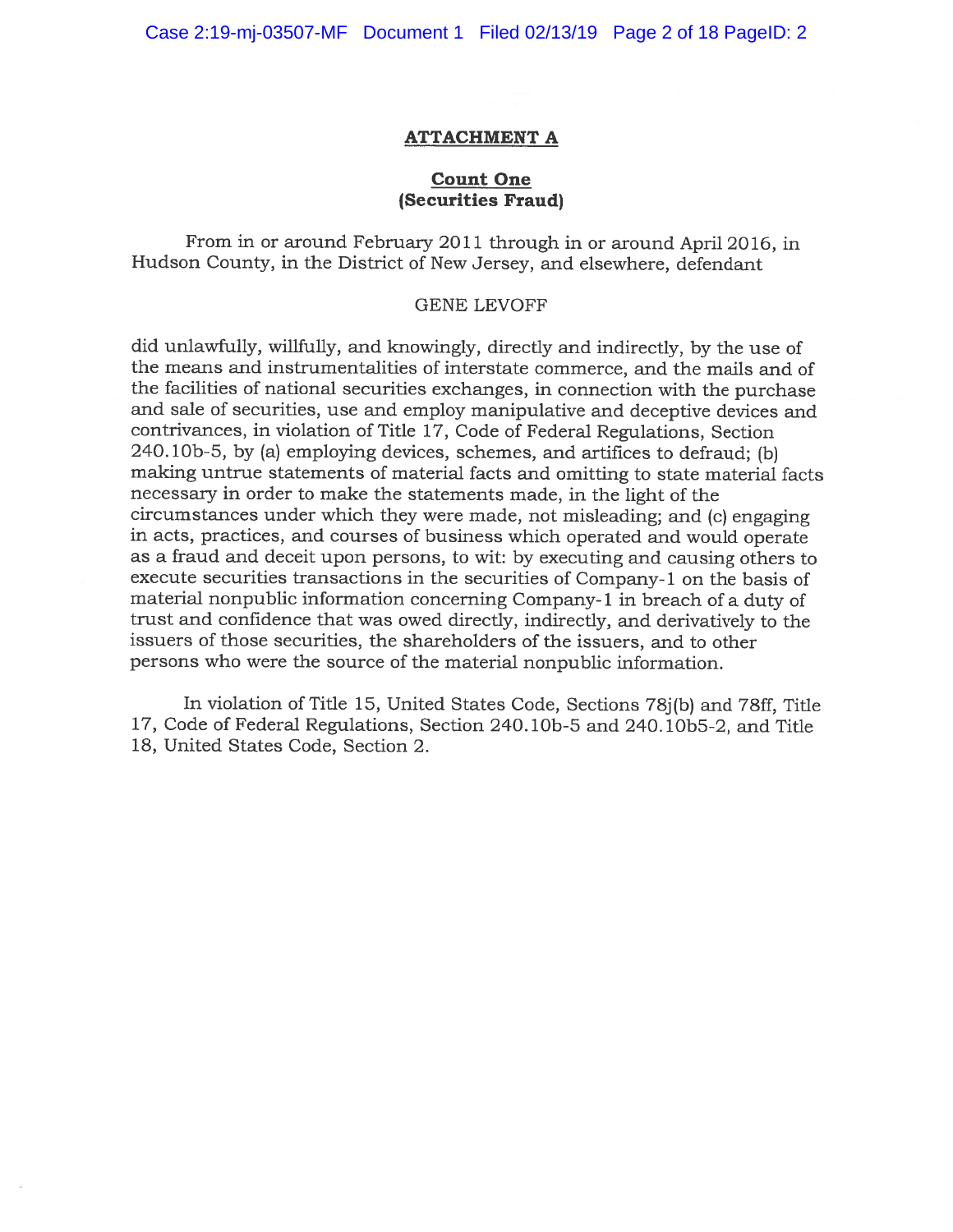## ATTACHMENT A

### Count One
### (Securities Fraud)

From in or around February 2011 through in or around April 2016, in Hudson County, in the District of New Jersey, and elsewhere, defendant

GENE LEVOFF

did unlawfully, willfully, and knowingly, directly and indirectly, by the use of the means and instrumentalities of interstate commerce, and the mails and of the facilities of national securities exchanges, in connection with the purchase and sale of securities, use and employ manipulative and deceptive devices and contrivances, in violation of Title 17, Code of Federal Regulations, Section 240.10b-5, by (a) employing devices, schemes, and artifices to defraud; (b) making untrue statements of material facts and omitting to state material facts necessary in order to make the statements made, in the light of the circumstances under which they were made, not misleading; and (c) engaging in acts, practices, and courses of business which operated and would operate as a fraud and deceit upon persons, to wit: by executing and causing others to execute securities transactions in the securities of Company-1 on the basis of material nonpublic information concerning Company-1 in breach of a duty of trust and confidence that was owed directly, indirectly, and derivatively to the issuers of those securities, the shareholders of the issuers, and to other persons who were the source of the material nonpublic information.

In violation of Title 15, United States Code, Sections 78j(b) and 78ff, Title 17, Code of Federal Regulations, Section 240.10b-5 and 240.10b5-2, and Title 18, United States Code, Section 2.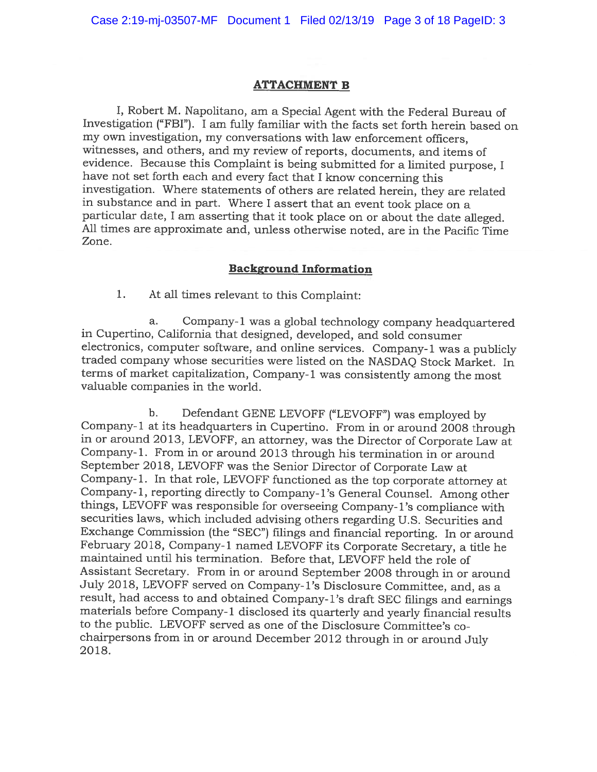## ATTACHMENT B

I, Robert M. Napolitano, am a Special Agent with the Federal Bureau of Investigation ("FBI"). I am fully familiar with the facts set forth herein based on my own investigation, my conversations with law enforcement officers, witnesses, and others, and my review of reports, documents, and items of evidence. Because this Complaint is being submitted for a limited purpose, I have not set forth each and every fact that I know concerning this investigation. Where statements of others are related herein, they are related in substance and in part. Where I assert that an event took place on a particular date, I am asserting that it took place on or about the date alleged. All times are approximate and, unless otherwise noted, are in the Pacific Time Zone.

### Background Information

1. At all times relevant to this Complaint:

   a. Company-1 was a global technology company headquartered in Cupertino, California that designed, developed, and sold consumer electronics, computer software, and online services. Company-1 was a publicly traded company whose securities were listed on the NASDAQ Stock Market. In terms of market capitalization, Company-1 was consistently among the most valuable companies in the world.

   b. Defendant GENE LEVOFF ("LEVOFF") was employed by Company-1 at its headquarters in Cupertino. From in or around 2008 through in or around 2013, LEVOFF, an attorney, was the Director of Corporate Law at Company-1. From in or around 2013 through his termination in or around September 2018, LEVOFF was the Senior Director of Corporate Law at Company-1. In that role, LEVOFF functioned as the top corporate attorney at Company-1, reporting directly to Company-1's General Counsel. Among other things, LEVOFF was responsible for overseeing Company-1's compliance with securities laws, which included advising others regarding U.S. Securities and Exchange Commission (the "SEC") filings and financial reporting. In or around February 2018, Company-1 named LEVOFF its Corporate Secretary, a title he maintained until his termination. Before that, LEVOFF held the role of Assistant Secretary. From in or around September 2008 through in or around July 2018, LEVOFF served on Company-1's Disclosure Committee, and, as a result, had access to and obtained Company-1's draft SEC filings and earnings materials before Company-1 disclosed its quarterly and yearly financial results to the public. LEVOFF served as one of the Disclosure Committee's co-chairpersons from in or around December 2012 through in or around July 2018.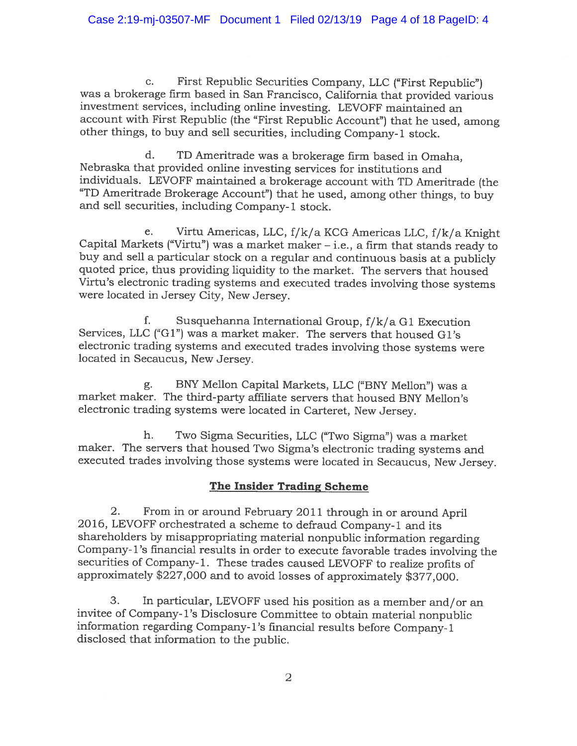c. First Republic Securities Company, LLC ("First Republic") was a brokerage firm based in San Francisco, California that provided various investment services, including online investing. LEVOFF maintained an account with First Republic (the "First Republic Account") that he used, among other things, to buy and sell securities, including Company-1 stock.

d. TD Ameritrade was a brokerage firm based in Omaha, Nebraska that provided online investing services for institutions and individuals. LEVOFF maintained a brokerage account with TD Ameritrade (the "TD Ameritrade Brokerage Account") that he used, among other things, to buy and sell securities, including Company-1 stock.

e. Virtu Americas, LLC, f/k/a KCG Americas LLC, f/k/a Knight Capital Markets ("Virtu") was a market maker – i.e., a firm that stands ready to buy and sell a particular stock on a regular and continuous basis at a publicly quoted price, thus providing liquidity to the market. The servers that housed Virtu's electronic trading systems and executed trades involving those systems were located in Jersey City, New Jersey.

f. Susquehanna International Group, f/k/a G1 Execution Services, LLC ("G1") was a market maker. The servers that housed G1's electronic trading systems and executed trades involving those systems were located in Secaucus, New Jersey.

g. BNY Mellon Capital Markets, LLC ("BNY Mellon") was a market maker. The third-party affiliate servers that housed BNY Mellon's electronic trading systems were located in Carteret, New Jersey.

h. Two Sigma Securities, LLC ("Two Sigma") was a market maker. The servers that housed Two Sigma's electronic trading systems and executed trades involving those systems were located in Secaucus, New Jersey.

## The Insider Trading Scheme

2. From in or around February 2011 through in or around April 2016, LEVOFF orchestrated a scheme to defraud Company-1 and its shareholders by misappropriating material nonpublic information regarding Company-1's financial results in order to execute favorable trades involving the securities of Company-1. These trades caused LEVOFF to realize profits of approximately $227,000 and to avoid losses of approximately $377,000.

3. In particular, LEVOFF used his position as a member and/or an invitee of Company-1's Disclosure Committee to obtain material nonpublic information regarding Company-1's financial results before Company-1 disclosed that information to the public.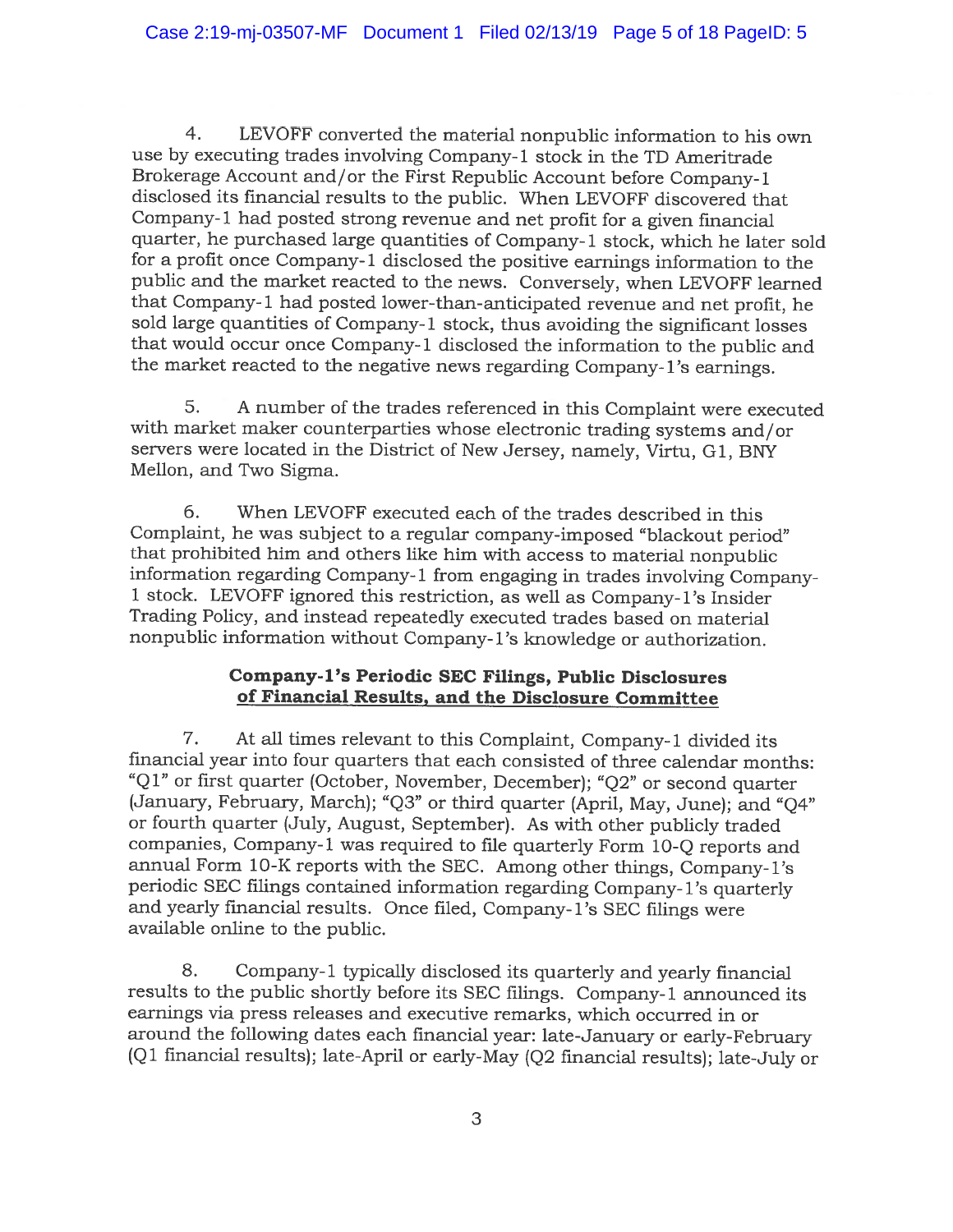4. LEVOFF converted the material nonpublic information to his own use by executing trades involving Company-1 stock in the TD Ameritrade Brokerage Account and/or the First Republic Account before Company-1 disclosed its financial results to the public. When LEVOFF discovered that Company-1 had posted strong revenue and net profit for a given financial quarter, he purchased large quantities of Company-1 stock, which he later sold for a profit once Company-1 disclosed the positive earnings information to the public and the market reacted to the news. Conversely, when LEVOFF learned that Company-1 had posted lower-than-anticipated revenue and net profit, he sold large quantities of Company-1 stock, thus avoiding the significant losses that would occur once Company-1 disclosed the information to the public and the market reacted to the negative news regarding Company-1's earnings.

5. A number of the trades referenced in this Complaint were executed with market maker counterparties whose electronic trading systems and/or servers were located in the District of New Jersey, namely, Virtu, G1, BNY Mellon, and Two Sigma.

6. When LEVOFF executed each of the trades described in this Complaint, he was subject to a regular company-imposed "blackout period" that prohibited him and others like him with access to material nonpublic information regarding Company-1 from engaging in trades involving Company-1 stock. LEVOFF ignored this restriction, as well as Company-1's Insider Trading Policy, and instead repeatedly executed trades based on material nonpublic information without Company-1's knowledge or authorization.

## Company-1's Periodic SEC Filings, Public Disclosures of Financial Results, and the Disclosure Committee

7. At all times relevant to this Complaint, Company-1 divided its financial year into four quarters that each consisted of three calendar months: "Q1" or first quarter (October, November, December); "Q2" or second quarter (January, February, March); "Q3" or third quarter (April, May, June); and "Q4" or fourth quarter (July, August, September). As with other publicly traded companies, Company-1 was required to file quarterly Form 10-Q reports and annual Form 10-K reports with the SEC. Among other things, Company-1's periodic SEC filings contained information regarding Company-1's quarterly and yearly financial results. Once filed, Company-1's SEC filings were available online to the public.

8. Company-1 typically disclosed its quarterly and yearly financial results to the public shortly before its SEC filings. Company-1 announced its earnings via press releases and executive remarks, which occurred in or around the following dates each financial year: late-January or early-February (Q1 financial results); late-April or early-May (Q2 financial results); late-July or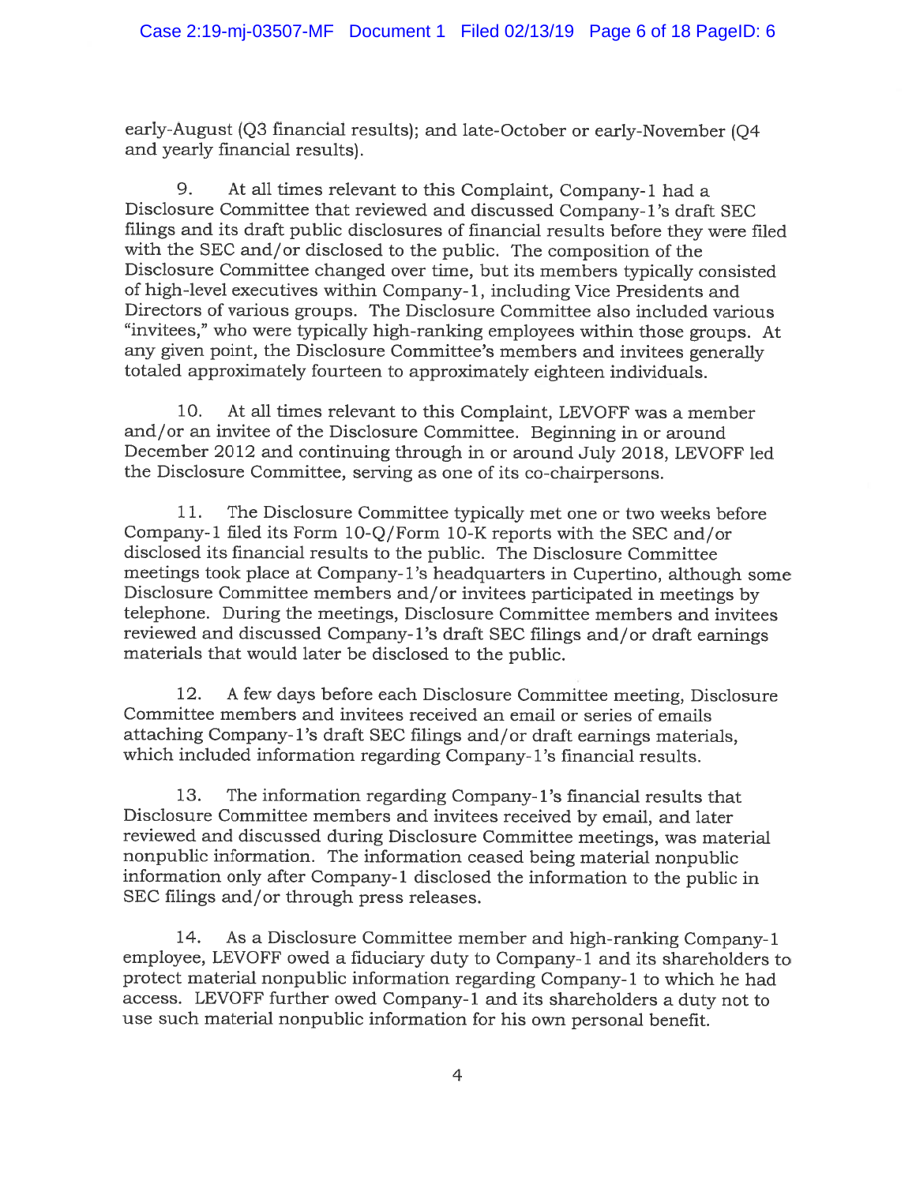early-August (Q3 financial results); and late-October or early-November (Q4 and yearly financial results).

9. At all times relevant to this Complaint, Company-1 had a Disclosure Committee that reviewed and discussed Company-1's draft SEC filings and its draft public disclosures of financial results before they were filed with the SEC and/or disclosed to the public. The composition of the Disclosure Committee changed over time, but its members typically consisted of high-level executives within Company-1, including Vice Presidents and Directors of various groups. The Disclosure Committee also included various "invitees," who were typically high-ranking employees within those groups. At any given point, the Disclosure Committee's members and invitees generally totaled approximately fourteen to approximately eighteen individuals.

10. At all times relevant to this Complaint, LEVOFF was a member and/or an invitee of the Disclosure Committee. Beginning in or around December 2012 and continuing through in or around July 2018, LEVOFF led the Disclosure Committee, serving as one of its co-chairpersons.

11. The Disclosure Committee typically met one or two weeks before Company-1 filed its Form 10-Q/Form 10-K reports with the SEC and/or disclosed its financial results to the public. The Disclosure Committee meetings took place at Company-1's headquarters in Cupertino, although some Disclosure Committee members and/or invitees participated in meetings by telephone. During the meetings, Disclosure Committee members and invitees reviewed and discussed Company-1's draft SEC filings and/or draft earnings materials that would later be disclosed to the public.

12. A few days before each Disclosure Committee meeting, Disclosure Committee members and invitees received an email or series of emails attaching Company-1's draft SEC filings and/or draft earnings materials, which included information regarding Company-1's financial results.

13. The information regarding Company-1's financial results that Disclosure Committee members and invitees received by email, and later reviewed and discussed during Disclosure Committee meetings, was material nonpublic information. The information ceased being material nonpublic information only after Company-1 disclosed the information to the public in SEC filings and/or through press releases.

14. As a Disclosure Committee member and high-ranking Company-1 employee, LEVOFF owed a fiduciary duty to Company-1 and its shareholders to protect material nonpublic information regarding Company-1 to which he had access. LEVOFF further owed Company-1 and its shareholders a duty not to use such material nonpublic information for his own personal benefit.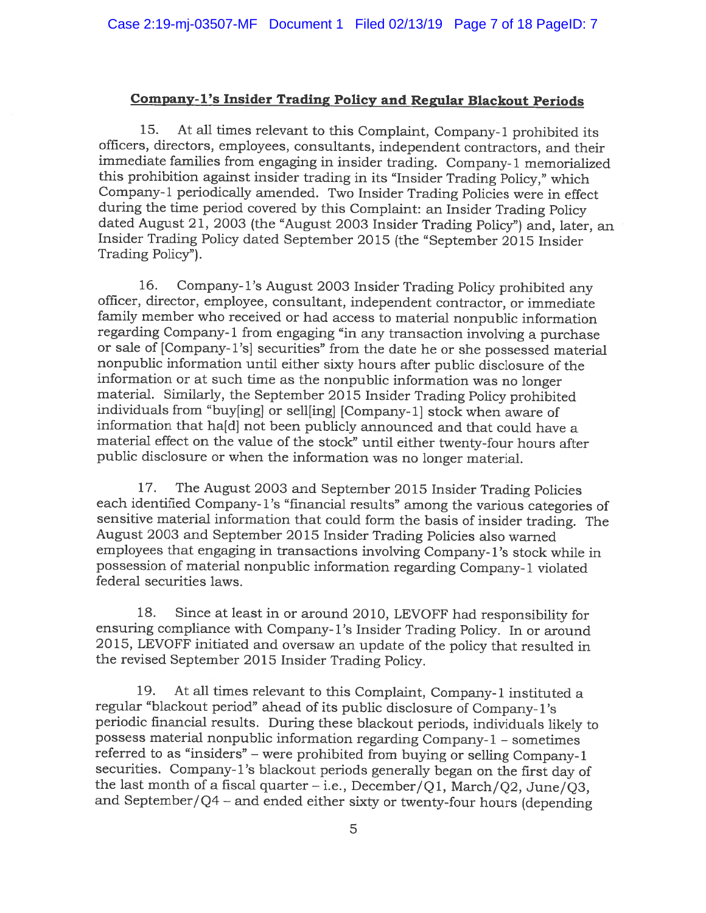## Company-1's Insider Trading Policy and Regular Blackout Periods

15. At all times relevant to this Complaint, Company-1 prohibited its officers, directors, employees, consultants, independent contractors, and their immediate families from engaging in insider trading. Company-1 memorialized this prohibition against insider trading in its "Insider Trading Policy," which Company-1 periodically amended. Two Insider Trading Policies were in effect during the time period covered by this Complaint: an Insider Trading Policy dated August 21, 2003 (the "August 2003 Insider Trading Policy") and, later, an Insider Trading Policy dated September 2015 (the "September 2015 Insider Trading Policy").

16. Company-1's August 2003 Insider Trading Policy prohibited any officer, director, employee, consultant, independent contractor, or immediate family member who received or had access to material nonpublic information regarding Company-1 from engaging "in any transaction involving a purchase or sale of [Company-1's] securities" from the date he or she possessed material nonpublic information until either sixty hours after public disclosure of the information or at such time as the nonpublic information was no longer material. Similarly, the September 2015 Insider Trading Policy prohibited individuals from "buy[ing] or sell[ing] [Company-1] stock when aware of information that ha[d] not been publicly announced and that could have a material effect on the value of the stock" until either twenty-four hours after public disclosure or when the information was no longer material.

17. The August 2003 and September 2015 Insider Trading Policies each identified Company-1's "financial results" among the various categories of sensitive material information that could form the basis of insider trading. The August 2003 and September 2015 Insider Trading Policies also warned employees that engaging in transactions involving Company-1's stock while in possession of material nonpublic information regarding Company-1 violated federal securities laws.

18. Since at least in or around 2010, LEVOFF had responsibility for ensuring compliance with Company-1's Insider Trading Policy. In or around 2015, LEVOFF initiated and oversaw an update of the policy that resulted in the revised September 2015 Insider Trading Policy.

19. At all times relevant to this Complaint, Company-1 instituted a regular "blackout period" ahead of its public disclosure of Company-1's periodic financial results. During these blackout periods, individuals likely to possess material nonpublic information regarding Company-1 – sometimes referred to as "insiders" – were prohibited from buying or selling Company-1 securities. Company-1's blackout periods generally began on the first day of the last month of a fiscal quarter – i.e., December/Q1, March/Q2, June/Q3, and September/Q4 – and ended either sixty or twenty-four hours (depending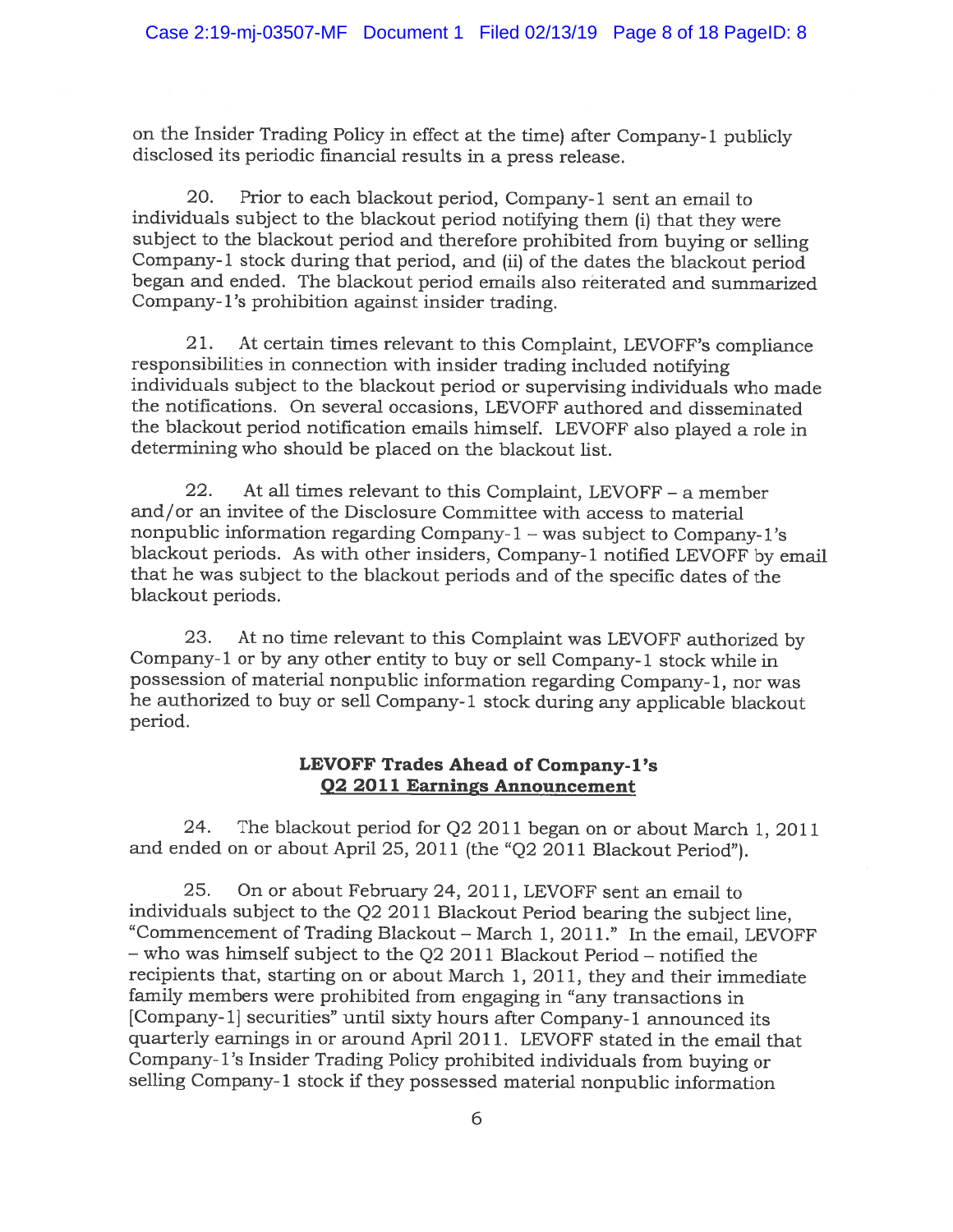on the Insider Trading Policy in effect at the time) after Company-1 publicly disclosed its periodic financial results in a press release.

20. Prior to each blackout period, Company-1 sent an email to individuals subject to the blackout period notifying them (i) that they were subject to the blackout period and therefore prohibited from buying or selling Company-1 stock during that period, and (ii) of the dates the blackout period began and ended. The blackout period emails also reiterated and summarized Company-1's prohibition against insider trading.

21. At certain times relevant to this Complaint, LEVOFF's compliance responsibilities in connection with insider trading included notifying individuals subject to the blackout period or supervising individuals who made the notifications. On several occasions, LEVOFF authored and disseminated the blackout period notification emails himself. LEVOFF also played a role in determining who should be placed on the blackout list.

22. At all times relevant to this Complaint, LEVOFF – a member and/or an invitee of the Disclosure Committee with access to material nonpublic information regarding Company-1 – was subject to Company-1's blackout periods. As with other insiders, Company-1 notified LEVOFF by email that he was subject to the blackout periods and of the specific dates of the blackout periods.

23. At no time relevant to this Complaint was LEVOFF authorized by Company-1 or by any other entity to buy or sell Company-1 stock while in possession of material nonpublic information regarding Company-1, nor was he authorized to buy or sell Company-1 stock during any applicable blackout period.

**LEVOFF Trades Ahead of Company-1's**
**Q2 2011 Earnings Announcement**

24. The blackout period for Q2 2011 began on or about March 1, 2011 and ended on or about April 25, 2011 (the "Q2 2011 Blackout Period").

25. On or about February 24, 2011, LEVOFF sent an email to individuals subject to the Q2 2011 Blackout Period bearing the subject line, "Commencement of Trading Blackout – March 1, 2011." In the email, LEVOFF – who was himself subject to the Q2 2011 Blackout Period – notified the recipients that, starting on or about March 1, 2011, they and their immediate family members were prohibited from engaging in "any transactions in [Company-1] securities" until sixty hours after Company-1 announced its quarterly earnings in or around April 2011. LEVOFF stated in the email that Company-1's Insider Trading Policy prohibited individuals from buying or selling Company-1 stock if they possessed material nonpublic information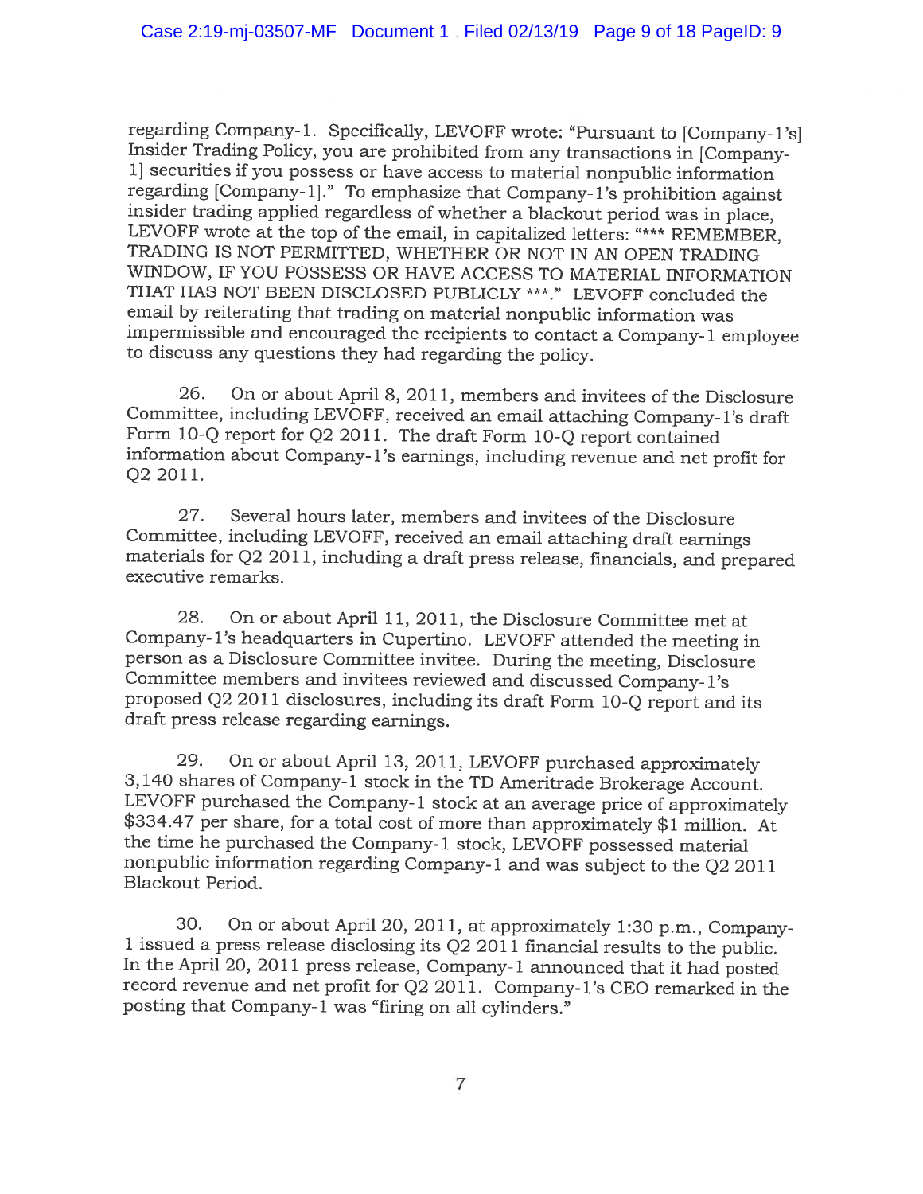regarding Company-1. Specifically, LEVOFF wrote: "Pursuant to [Company-1's] Insider Trading Policy, you are prohibited from any transactions in [Company-1] securities if you possess or have access to material nonpublic information regarding [Company-1]." To emphasize that Company-1's prohibition against insider trading applied regardless of whether a blackout period was in place, LEVOFF wrote at the top of the email, in capitalized letters: "*** REMEMBER, TRADING IS NOT PERMITTED, WHETHER OR NOT IN AN OPEN TRADING WINDOW, IF YOU POSSESS OR HAVE ACCESS TO MATERIAL INFORMATION THAT HAS NOT BEEN DISCLOSED PUBLICLY ***." LEVOFF concluded the email by reiterating that trading on material nonpublic information was impermissible and encouraged the recipients to contact a Company-1 employee to discuss any questions they had regarding the policy.

26. On or about April 8, 2011, members and invitees of the Disclosure Committee, including LEVOFF, received an email attaching Company-1's draft Form 10-Q report for Q2 2011. The draft Form 10-Q report contained information about Company-1's earnings, including revenue and net profit for Q2 2011.

27. Several hours later, members and invitees of the Disclosure Committee, including LEVOFF, received an email attaching draft earnings materials for Q2 2011, including a draft press release, financials, and prepared executive remarks.

28. On or about April 11, 2011, the Disclosure Committee met at Company-1's headquarters in Cupertino. LEVOFF attended the meeting in person as a Disclosure Committee invitee. During the meeting, Disclosure Committee members and invitees reviewed and discussed Company-1's proposed Q2 2011 disclosures, including its draft Form 10-Q report and its draft press release regarding earnings.

29. On or about April 13, 2011, LEVOFF purchased approximately 3,140 shares of Company-1 stock in the TD Ameritrade Brokerage Account. LEVOFF purchased the Company-1 stock at an average price of approximately $334.47 per share, for a total cost of more than approximately $1 million. At the time he purchased the Company-1 stock, LEVOFF possessed material nonpublic information regarding Company-1 and was subject to the Q2 2011 Blackout Period.

30. On or about April 20, 2011, at approximately 1:30 p.m., Company-1 issued a press release disclosing its Q2 2011 financial results to the public. In the April 20, 2011 press release, Company-1 announced that it had posted record revenue and net profit for Q2 2011. Company-1's CEO remarked in the posting that Company-1 was "firing on all cylinders."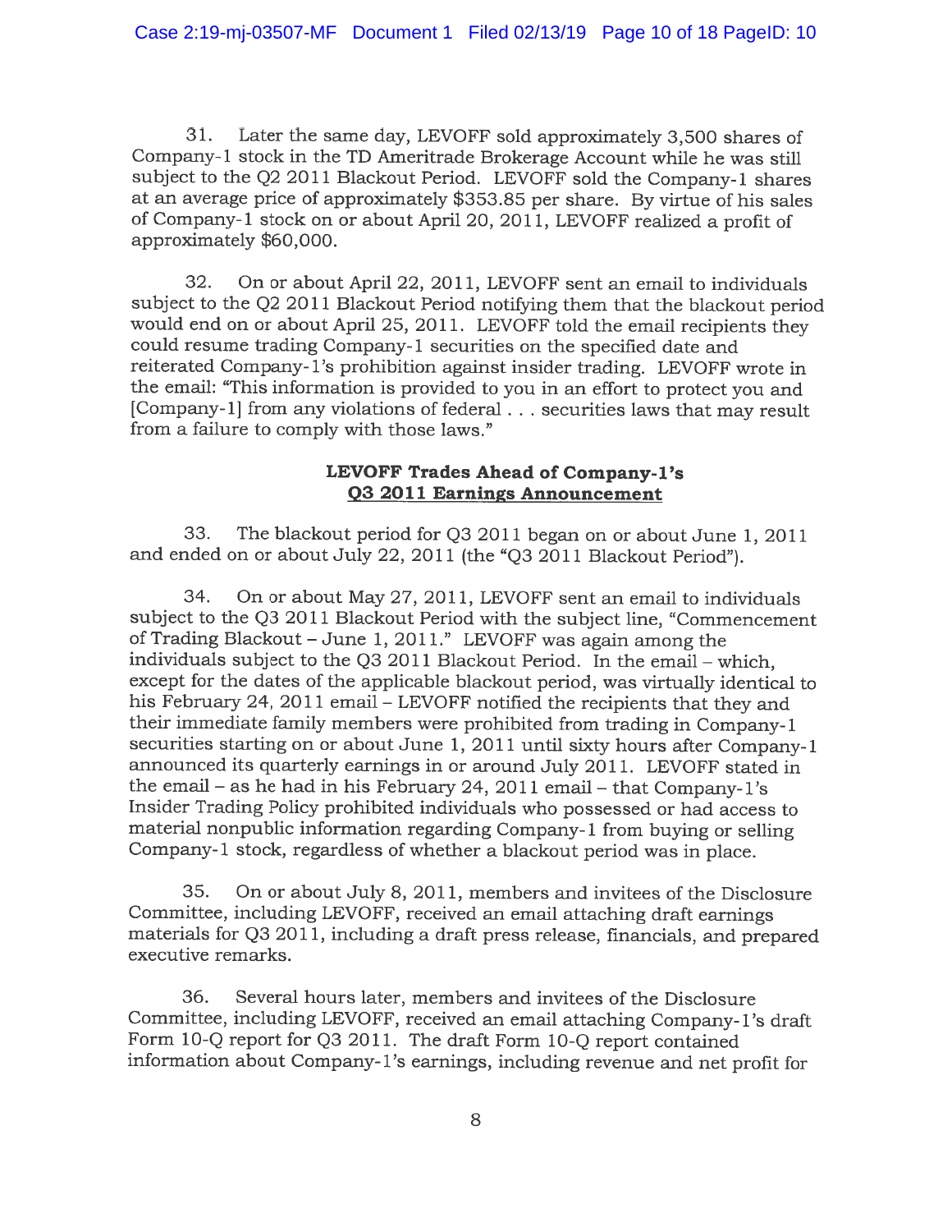31. Later the same day, LEVOFF sold approximately 3,500 shares of Company-1 stock in the TD Ameritrade Brokerage Account while he was still subject to the Q2 2011 Blackout Period. LEVOFF sold the Company-1 shares at an average price of approximately $353.85 per share. By virtue of his sales of Company-1 stock on or about April 20, 2011, LEVOFF realized a profit of approximately $60,000.

32. On or about April 22, 2011, LEVOFF sent an email to individuals subject to the Q2 2011 Blackout Period notifying them that the blackout period would end on or about April 25, 2011. LEVOFF told the email recipients they could resume trading Company-1 securities on the specified date and reiterated Company-1's prohibition against insider trading. LEVOFF wrote in the email: "This information is provided to you in an effort to protect you and [Company-1] from any violations of federal . . . securities laws that may result from a failure to comply with those laws."

**LEVOFF Trades Ahead of Company-1's**
**<u>Q3 2011 Earnings Announcement</u>**

33. The blackout period for Q3 2011 began on or about June 1, 2011 and ended on or about July 22, 2011 (the "Q3 2011 Blackout Period").

34. On or about May 27, 2011, LEVOFF sent an email to individuals subject to the Q3 2011 Blackout Period with the subject line, "Commencement of Trading Blackout – June 1, 2011." LEVOFF was again among the individuals subject to the Q3 2011 Blackout Period. In the email – which, except for the dates of the applicable blackout period, was virtually identical to his February 24, 2011 email – LEVOFF notified the recipients that they and their immediate family members were prohibited from trading in Company-1 securities starting on or about June 1, 2011 until sixty hours after Company-1 announced its quarterly earnings in or around July 2011. LEVOFF stated in the email – as he had in his February 24, 2011 email – that Company-1's Insider Trading Policy prohibited individuals who possessed or had access to material nonpublic information regarding Company-1 from buying or selling Company-1 stock, regardless of whether a blackout period was in place.

35. On or about July 8, 2011, members and invitees of the Disclosure Committee, including LEVOFF, received an email attaching draft earnings materials for Q3 2011, including a draft press release, financials, and prepared executive remarks.

36. Several hours later, members and invitees of the Disclosure Committee, including LEVOFF, received an email attaching Company-1's draft Form 10-Q report for Q3 2011. The draft Form 10-Q report contained information about Company-1's earnings, including revenue and net profit for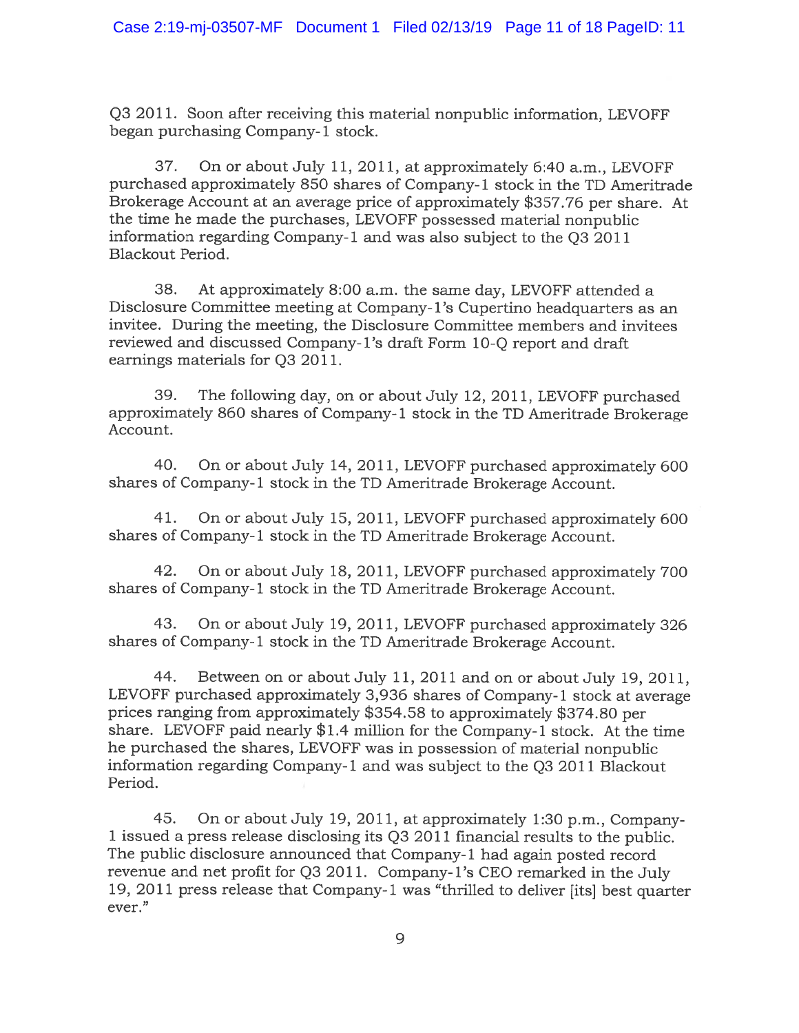Q3 2011. Soon after receiving this material nonpublic information, LEVOFF began purchasing Company-1 stock.

37. On or about July 11, 2011, at approximately 6:40 a.m., LEVOFF purchased approximately 850 shares of Company-1 stock in the TD Ameritrade Brokerage Account at an average price of approximately $357.76 per share. At the time he made the purchases, LEVOFF possessed material nonpublic information regarding Company-1 and was also subject to the Q3 2011 Blackout Period.

38. At approximately 8:00 a.m. the same day, LEVOFF attended a Disclosure Committee meeting at Company-1's Cupertino headquarters as an invitee. During the meeting, the Disclosure Committee members and invitees reviewed and discussed Company-1's draft Form 10-Q report and draft earnings materials for Q3 2011.

39. The following day, on or about July 12, 2011, LEVOFF purchased approximately 860 shares of Company-1 stock in the TD Ameritrade Brokerage Account.

40. On or about July 14, 2011, LEVOFF purchased approximately 600 shares of Company-1 stock in the TD Ameritrade Brokerage Account.

41. On or about July 15, 2011, LEVOFF purchased approximately 600 shares of Company-1 stock in the TD Ameritrade Brokerage Account.

42. On or about July 18, 2011, LEVOFF purchased approximately 700 shares of Company-1 stock in the TD Ameritrade Brokerage Account.

43. On or about July 19, 2011, LEVOFF purchased approximately 326 shares of Company-1 stock in the TD Ameritrade Brokerage Account.

44. Between on or about July 11, 2011 and on or about July 19, 2011, LEVOFF purchased approximately 3,936 shares of Company-1 stock at average prices ranging from approximately $354.58 to approximately $374.80 per share. LEVOFF paid nearly $1.4 million for the Company-1 stock. At the time he purchased the shares, LEVOFF was in possession of material nonpublic information regarding Company-1 and was subject to the Q3 2011 Blackout Period.

45. On or about July 19, 2011, at approximately 1:30 p.m., Company-1 issued a press release disclosing its Q3 2011 financial results to the public. The public disclosure announced that Company-1 had again posted record revenue and net profit for Q3 2011. Company-1's CEO remarked in the July 19, 2011 press release that Company-1 was "thrilled to deliver [its] best quarter ever."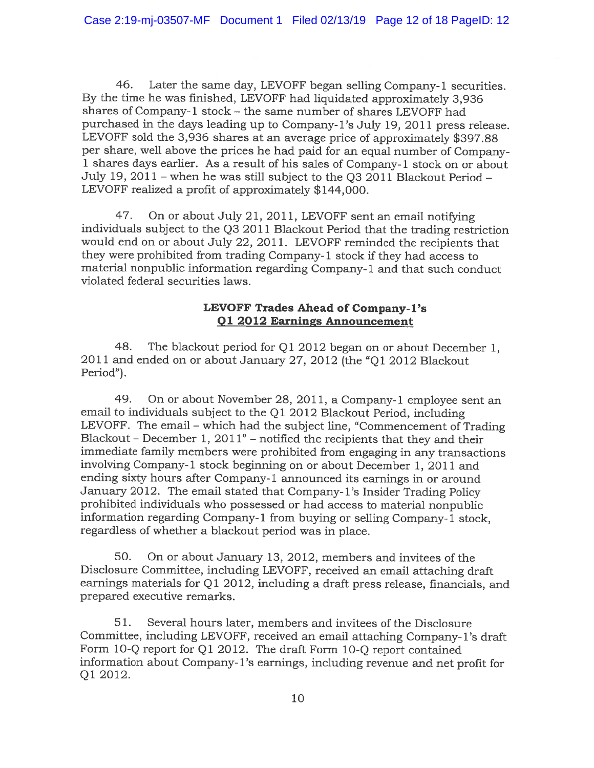46. Later the same day, LEVOFF began selling Company-1 securities. By the time he was finished, LEVOFF had liquidated approximately 3,936 shares of Company-1 stock – the same number of shares LEVOFF had purchased in the days leading up to Company-1's July 19, 2011 press release. LEVOFF sold the 3,936 shares at an average price of approximately $397.88 per share, well above the prices he had paid for an equal number of Company-1 shares days earlier. As a result of his sales of Company-1 stock on or about July 19, 2011 – when he was still subject to the Q3 2011 Blackout Period – LEVOFF realized a profit of approximately $144,000.

47. On or about July 21, 2011, LEVOFF sent an email notifying individuals subject to the Q3 2011 Blackout Period that the trading restriction would end on or about July 22, 2011. LEVOFF reminded the recipients that they were prohibited from trading Company-1 stock if they had access to material nonpublic information regarding Company-1 and that such conduct violated federal securities laws.

**LEVOFF Trades Ahead of Company-1's**
**<u>Q1 2012 Earnings Announcement</u>**

48. The blackout period for Q1 2012 began on or about December 1, 2011 and ended on or about January 27, 2012 (the "Q1 2012 Blackout Period").

49. On or about November 28, 2011, a Company-1 employee sent an email to individuals subject to the Q1 2012 Blackout Period, including LEVOFF. The email – which had the subject line, "Commencement of Trading Blackout – December 1, 2011" – notified the recipients that they and their immediate family members were prohibited from engaging in any transactions involving Company-1 stock beginning on or about December 1, 2011 and ending sixty hours after Company-1 announced its earnings in or around January 2012. The email stated that Company-1's Insider Trading Policy prohibited individuals who possessed or had access to material nonpublic information regarding Company-1 from buying or selling Company-1 stock, regardless of whether a blackout period was in place.

50. On or about January 13, 2012, members and invitees of the Disclosure Committee, including LEVOFF, received an email attaching draft earnings materials for Q1 2012, including a draft press release, financials, and prepared executive remarks.

51. Several hours later, members and invitees of the Disclosure Committee, including LEVOFF, received an email attaching Company-1's draft Form 10-Q report for Q1 2012. The draft Form 10-Q report contained information about Company-1's earnings, including revenue and net profit for Q1 2012.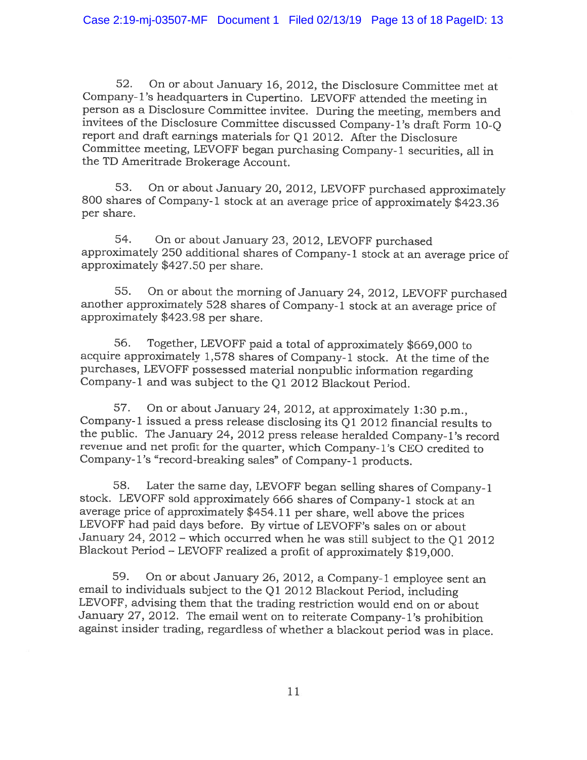52. On or about January 16, 2012, the Disclosure Committee met at Company-1's headquarters in Cupertino. LEVOFF attended the meeting in person as a Disclosure Committee invitee. During the meeting, members and invitees of the Disclosure Committee discussed Company-1's draft Form 10-Q report and draft earnings materials for Q1 2012. After the Disclosure Committee meeting, LEVOFF began purchasing Company-1 securities, all in the TD Ameritrade Brokerage Account.

53. On or about January 20, 2012, LEVOFF purchased approximately 800 shares of Company-1 stock at an average price of approximately $423.36 per share.

54. On or about January 23, 2012, LEVOFF purchased approximately 250 additional shares of Company-1 stock at an average price of approximately $427.50 per share.

55. On or about the morning of January 24, 2012, LEVOFF purchased another approximately 528 shares of Company-1 stock at an average price of approximately $423.98 per share.

56. Together, LEVOFF paid a total of approximately $669,000 to acquire approximately 1,578 shares of Company-1 stock. At the time of the purchases, LEVOFF possessed material nonpublic information regarding Company-1 and was subject to the Q1 2012 Blackout Period.

57. On or about January 24, 2012, at approximately 1:30 p.m., Company-1 issued a press release disclosing its Q1 2012 financial results to the public. The January 24, 2012 press release heralded Company-1's record revenue and net profit for the quarter, which Company-1's CEO credited to Company-1's "record-breaking sales" of Company-1 products.

58. Later the same day, LEVOFF began selling shares of Company-1 stock. LEVOFF sold approximately 666 shares of Company-1 stock at an average price of approximately $454.11 per share, well above the prices LEVOFF had paid days before. By virtue of LEVOFF's sales on or about January 24, 2012 – which occurred when he was still subject to the Q1 2012 Blackout Period – LEVOFF realized a profit of approximately $19,000.

59. On or about January 26, 2012, a Company-1 employee sent an email to individuals subject to the Q1 2012 Blackout Period, including LEVOFF, advising them that the trading restriction would end on or about January 27, 2012. The email went on to reiterate Company-1's prohibition against insider trading, regardless of whether a blackout period was in place.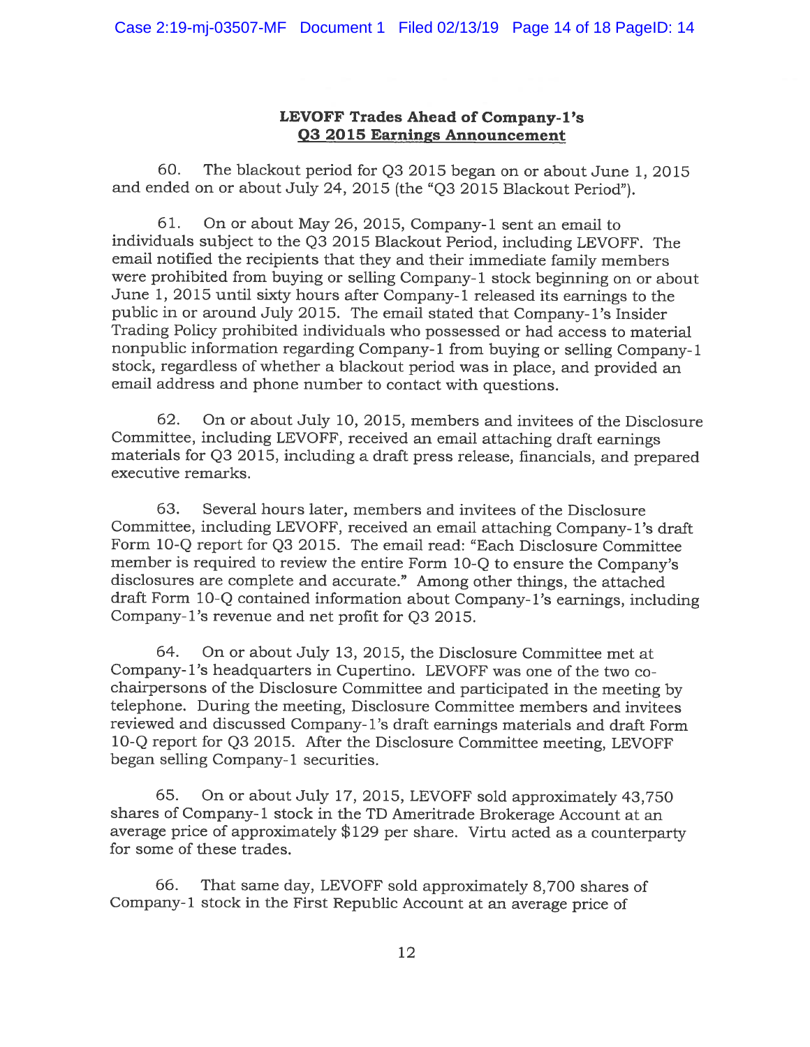**LEVOFF Trades Ahead of Company-1's Q3 2015 Earnings Announcement**

60. The blackout period for Q3 2015 began on or about June 1, 2015 and ended on or about July 24, 2015 (the "Q3 2015 Blackout Period").

61. On or about May 26, 2015, Company-1 sent an email to individuals subject to the Q3 2015 Blackout Period, including LEVOFF. The email notified the recipients that they and their immediate family members were prohibited from buying or selling Company-1 stock beginning on or about June 1, 2015 until sixty hours after Company-1 released its earnings to the public in or around July 2015. The email stated that Company-1's Insider Trading Policy prohibited individuals who possessed or had access to material nonpublic information regarding Company-1 from buying or selling Company-1 stock, regardless of whether a blackout period was in place, and provided an email address and phone number to contact with questions.

62. On or about July 10, 2015, members and invitees of the Disclosure Committee, including LEVOFF, received an email attaching draft earnings materials for Q3 2015, including a draft press release, financials, and prepared executive remarks.

63. Several hours later, members and invitees of the Disclosure Committee, including LEVOFF, received an email attaching Company-1's draft Form 10-Q report for Q3 2015. The email read: "Each Disclosure Committee member is required to review the entire Form 10-Q to ensure the Company's disclosures are complete and accurate." Among other things, the attached draft Form 10-Q contained information about Company-1's earnings, including Company-1's revenue and net profit for Q3 2015.

64. On or about July 13, 2015, the Disclosure Committee met at Company-1's headquarters in Cupertino. LEVOFF was one of the two co-chairpersons of the Disclosure Committee and participated in the meeting by telephone. During the meeting, Disclosure Committee members and invitees reviewed and discussed Company-1's draft earnings materials and draft Form 10-Q report for Q3 2015. After the Disclosure Committee meeting, LEVOFF began selling Company-1 securities.

65. On or about July 17, 2015, LEVOFF sold approximately 43,750 shares of Company-1 stock in the TD Ameritrade Brokerage Account at an average price of approximately $129 per share. Virtu acted as a counterparty for some of these trades.

66. That same day, LEVOFF sold approximately 8,700 shares of Company-1 stock in the First Republic Account at an average price of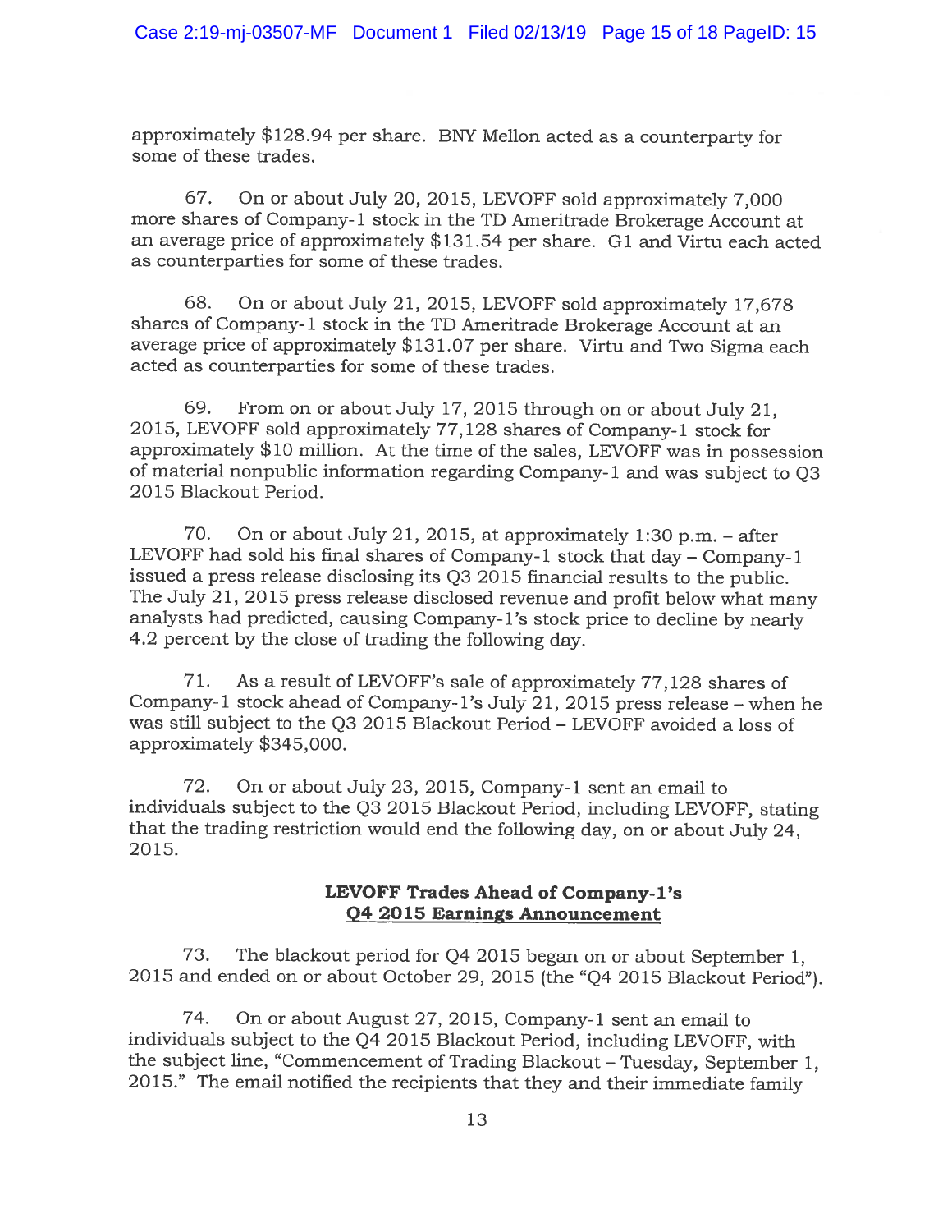approximately $128.94 per share. BNY Mellon acted as a counterparty for some of these trades.

67. On or about July 20, 2015, LEVOFF sold approximately 7,000 more shares of Company-1 stock in the TD Ameritrade Brokerage Account at an average price of approximately $131.54 per share. G1 and Virtu each acted as counterparties for some of these trades.

68. On or about July 21, 2015, LEVOFF sold approximately 17,678 shares of Company-1 stock in the TD Ameritrade Brokerage Account at an average price of approximately $131.07 per share. Virtu and Two Sigma each acted as counterparties for some of these trades.

69. From on or about July 17, 2015 through on or about July 21, 2015, LEVOFF sold approximately 77,128 shares of Company-1 stock for approximately $10 million. At the time of the sales, LEVOFF was in possession of material nonpublic information regarding Company-1 and was subject to Q3 2015 Blackout Period.

70. On or about July 21, 2015, at approximately 1:30 p.m. – after LEVOFF had sold his final shares of Company-1 stock that day – Company-1 issued a press release disclosing its Q3 2015 financial results to the public. The July 21, 2015 press release disclosed revenue and profit below what many analysts had predicted, causing Company-1's stock price to decline by nearly 4.2 percent by the close of trading the following day.

71. As a result of LEVOFF's sale of approximately 77,128 shares of Company-1 stock ahead of Company-1's July 21, 2015 press release – when he was still subject to the Q3 2015 Blackout Period – LEVOFF avoided a loss of approximately $345,000.

72. On or about July 23, 2015, Company-1 sent an email to individuals subject to the Q3 2015 Blackout Period, including LEVOFF, stating that the trading restriction would end the following day, on or about July 24, 2015.

## **LEVOFF Trades Ahead of Company-1's <u>Q4 2015 Earnings Announcement</u>**

73. The blackout period for Q4 2015 began on or about September 1, 2015 and ended on or about October 29, 2015 (the "Q4 2015 Blackout Period").

74. On or about August 27, 2015, Company-1 sent an email to individuals subject to the Q4 2015 Blackout Period, including LEVOFF, with the subject line, "Commencement of Trading Blackout – Tuesday, September 1, 2015." The email notified the recipients that they and their immediate family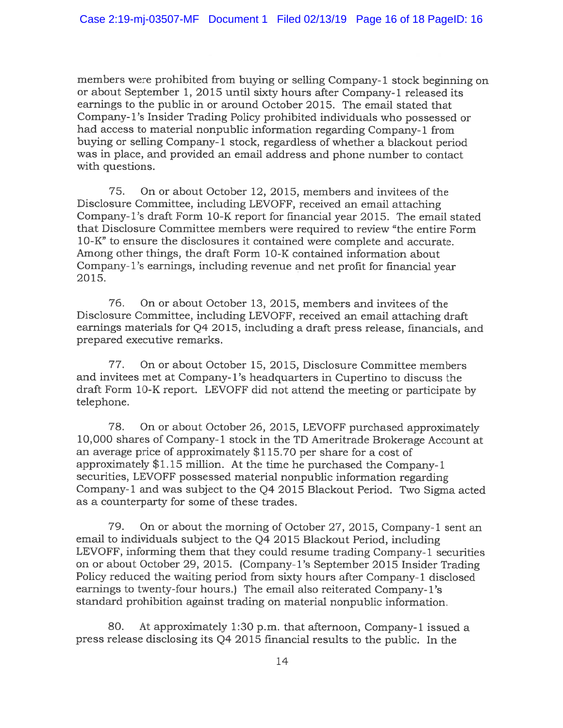members were prohibited from buying or selling Company-1 stock beginning on or about September 1, 2015 until sixty hours after Company-1 released its earnings to the public in or around October 2015. The email stated that Company-1's Insider Trading Policy prohibited individuals who possessed or had access to material nonpublic information regarding Company-1 from buying or selling Company-1 stock, regardless of whether a blackout period was in place, and provided an email address and phone number to contact with questions.

75. On or about October 12, 2015, members and invitees of the Disclosure Committee, including LEVOFF, received an email attaching Company-1's draft Form 10-K report for financial year 2015. The email stated that Disclosure Committee members were required to review "the entire Form 10-K" to ensure the disclosures it contained were complete and accurate. Among other things, the draft Form 10-K contained information about Company-1's earnings, including revenue and net profit for financial year 2015.

76. On or about October 13, 2015, members and invitees of the Disclosure Committee, including LEVOFF, received an email attaching draft earnings materials for Q4 2015, including a draft press release, financials, and prepared executive remarks.

77. On or about October 15, 2015, Disclosure Committee members and invitees met at Company-1's headquarters in Cupertino to discuss the draft Form 10-K report. LEVOFF did not attend the meeting or participate by telephone.

78. On or about October 26, 2015, LEVOFF purchased approximately 10,000 shares of Company-1 stock in the TD Ameritrade Brokerage Account at an average price of approximately $115.70 per share for a cost of approximately $1.15 million. At the time he purchased the Company-1 securities, LEVOFF possessed material nonpublic information regarding Company-1 and was subject to the Q4 2015 Blackout Period. Two Sigma acted as a counterparty for some of these trades.

79. On or about the morning of October 27, 2015, Company-1 sent an email to individuals subject to the Q4 2015 Blackout Period, including LEVOFF, informing them that they could resume trading Company-1 securities on or about October 29, 2015. (Company-1's September 2015 Insider Trading Policy reduced the waiting period from sixty hours after Company-1 disclosed earnings to twenty-four hours.) The email also reiterated Company-1's standard prohibition against trading on material nonpublic information.

80. At approximately 1:30 p.m. that afternoon, Company-1 issued a press release disclosing its Q4 2015 financial results to the public. In the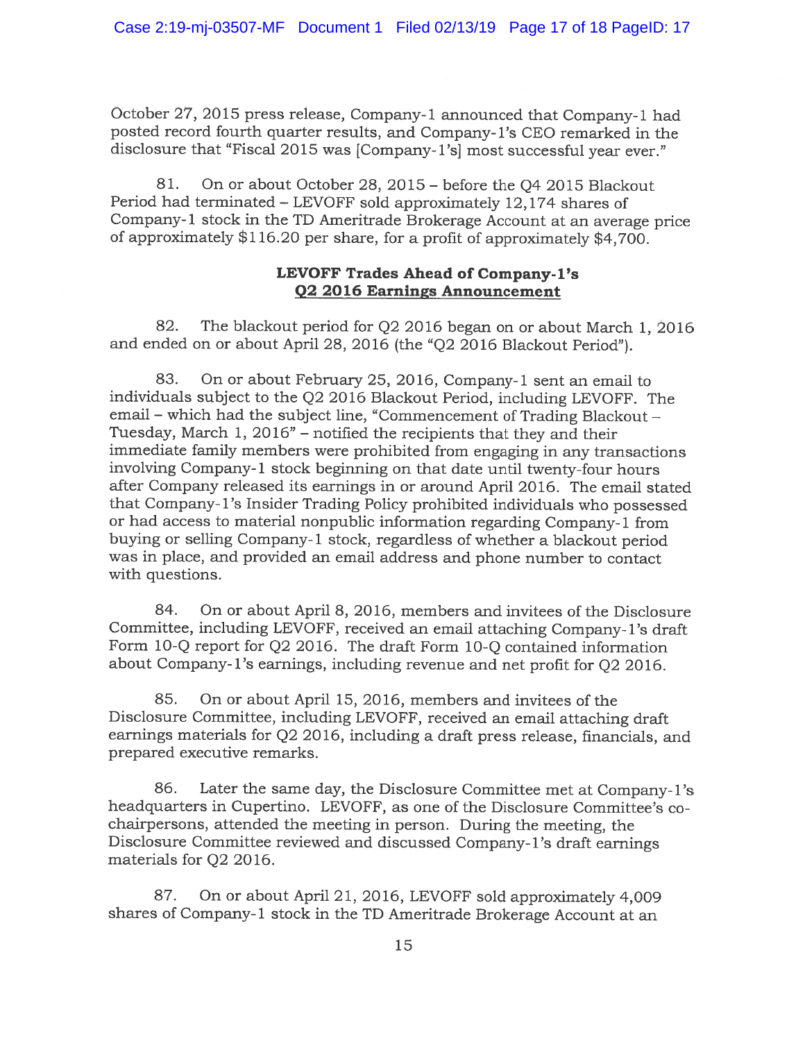October 27, 2015 press release, Company-1 announced that Company-1 had posted record fourth quarter results, and Company-1's CEO remarked in the disclosure that "Fiscal 2015 was [Company-1's] most successful year ever."

81. On or about October 28, 2015 – before the Q4 2015 Blackout Period had terminated – LEVOFF sold approximately 12,174 shares of Company-1 stock in the TD Ameritrade Brokerage Account at an average price of approximately $116.20 per share, for a profit of approximately $4,700.

**LEVOFF Trades Ahead of Company-1's**
**Q2 2016 Earnings Announcement**

82. The blackout period for Q2 2016 began on or about March 1, 2016 and ended on or about April 28, 2016 (the "Q2 2016 Blackout Period").

83. On or about February 25, 2016, Company-1 sent an email to individuals subject to the Q2 2016 Blackout Period, including LEVOFF. The email – which had the subject line, "Commencement of Trading Blackout – Tuesday, March 1, 2016" – notified the recipients that they and their immediate family members were prohibited from engaging in any transactions involving Company-1 stock beginning on that date until twenty-four hours after Company released its earnings in or around April 2016. The email stated that Company-1's Insider Trading Policy prohibited individuals who possessed or had access to material nonpublic information regarding Company-1 from buying or selling Company-1 stock, regardless of whether a blackout period was in place, and provided an email address and phone number to contact with questions.

84. On or about April 8, 2016, members and invitees of the Disclosure Committee, including LEVOFF, received an email attaching Company-1's draft Form 10-Q report for Q2 2016. The draft Form 10-Q contained information about Company-1's earnings, including revenue and net profit for Q2 2016.

85. On or about April 15, 2016, members and invitees of the Disclosure Committee, including LEVOFF, received an email attaching draft earnings materials for Q2 2016, including a draft press release, financials, and prepared executive remarks.

86. Later the same day, the Disclosure Committee met at Company-1's headquarters in Cupertino. LEVOFF, as one of the Disclosure Committee's co-chairpersons, attended the meeting in person. During the meeting, the Disclosure Committee reviewed and discussed Company-1's draft earnings materials for Q2 2016.

87. On or about April 21, 2016, LEVOFF sold approximately 4,009 shares of Company-1 stock in the TD Ameritrade Brokerage Account at an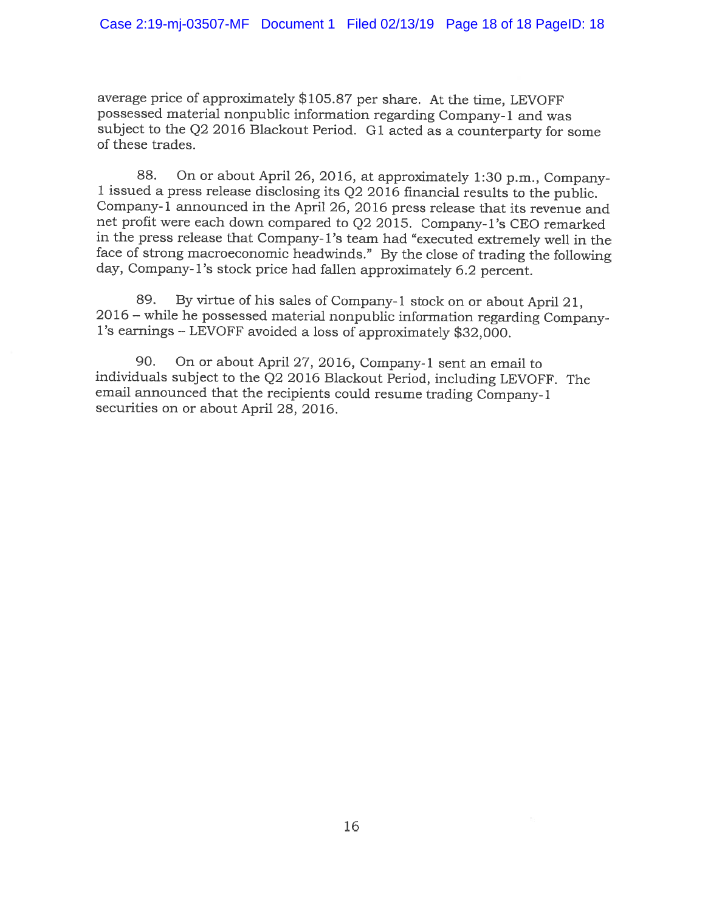average price of approximately $105.87 per share. At the time, LEVOFF possessed material nonpublic information regarding Company-1 and was subject to the Q2 2016 Blackout Period. G1 acted as a counterparty for some of these trades.

88. On or about April 26, 2016, at approximately 1:30 p.m., Company-1 issued a press release disclosing its Q2 2016 financial results to the public. Company-1 announced in the April 26, 2016 press release that its revenue and net profit were each down compared to Q2 2015. Company-1's CEO remarked in the press release that Company-1's team had "executed extremely well in the face of strong macroeconomic headwinds." By the close of trading the following day, Company-1's stock price had fallen approximately 6.2 percent.

89. By virtue of his sales of Company-1 stock on or about April 21, 2016 – while he possessed material nonpublic information regarding Company-1's earnings – LEVOFF avoided a loss of approximately $32,000.

90. On or about April 27, 2016, Company-1 sent an email to individuals subject to the Q2 2016 Blackout Period, including LEVOFF. The email announced that the recipients could resume trading Company-1 securities on or about April 28, 2016.